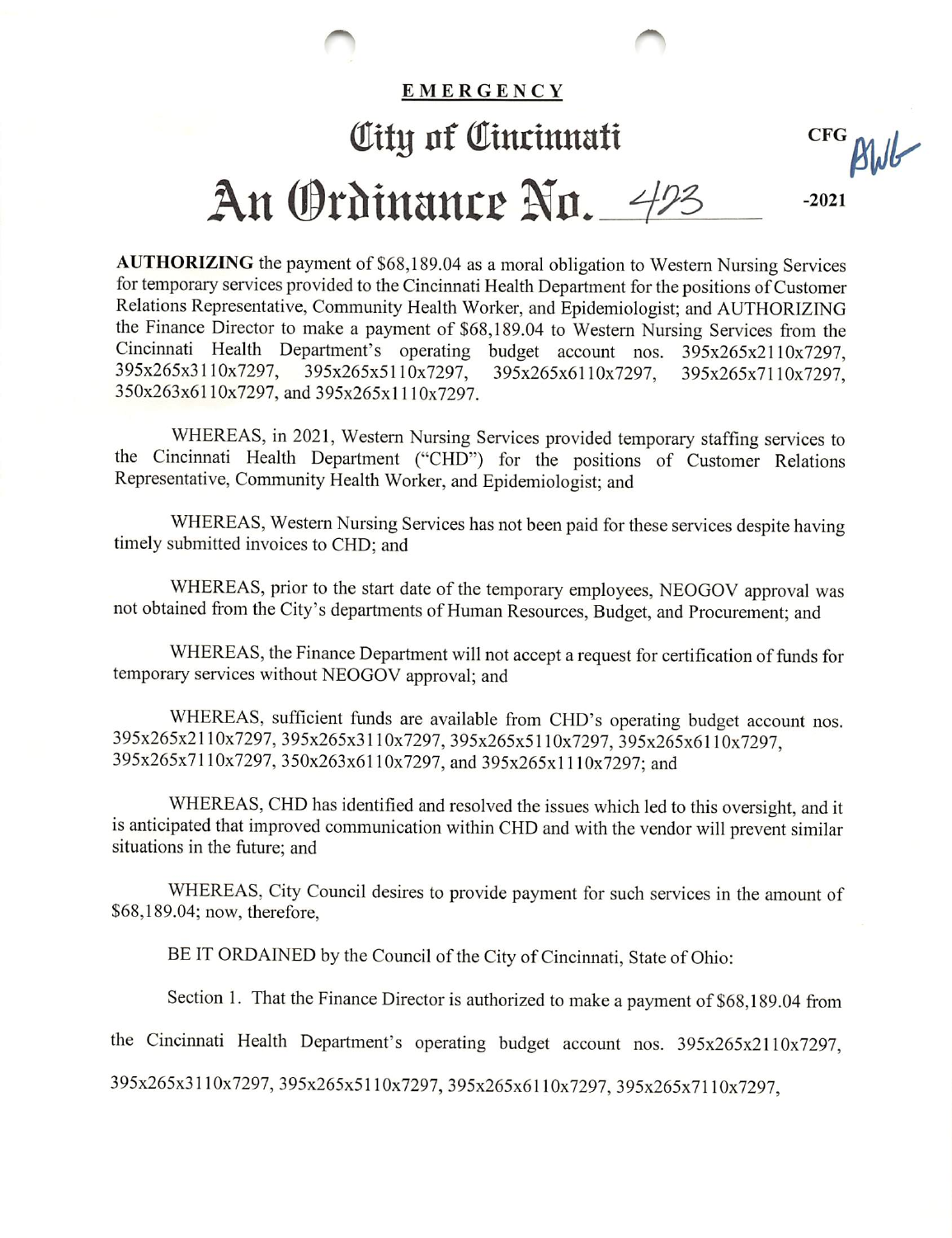**EMERGENCY**

# City of Cincinnati

# An Ordinance No. 423 -2021

CFG BWb

**AUTHORIZING** the payment of $68,189.04 as a moral obligation to Western Nursing Services for temporary services provided to the Cincinnati Health Department for the positions of Customer Relations Representative, Community Health Worker, and Epidemiologist; and AUTHORIZING the Finance Director to make a payment of $68,189.04 to Western Nursing Services from the Cincinnati Health Department's operating budget account nos. 395x265x2110x7297, 395x265x3110x7297, 395x265x5110x7297, 395x265x6110x7297, 395x265x7110x7297, 350x263x6110x7297, and 395x265x1110x7297.

WHEREAS, in 2021, Western Nursing Services provided temporary staffing services to the Cincinnati Health Department ("CHD") for the positions of Customer Relations Representative, Community Health Worker, and Epidemiologist; and

WHEREAS, Western Nursing Services has not been paid for these services despite having timely submitted invoices to CHD; and

WHEREAS, prior to the start date of the temporary employees, NEOGOV approval was not obtained from the City's departments of Human Resources, Budget, and Procurement; and

WHEREAS, the Finance Department will not accept a request for certification of funds for temporary services without NEOGOV approval; and

WHEREAS, sufficient funds are available from CHD's operating budget account nos. 395x265x2110x7297, 395x265x3110x7297, 395x265x5110x7297, 395x265x6110x7297, 395x265x7110x7297, 350x263x6110x7297, and 395x265x1110x7297; and

WHEREAS, CHD has identified and resolved the issues which led to this oversight, and it is anticipated that improved communication within CHD and with the vendor will prevent similar situations in the future; and

WHEREAS, City Council desires to provide payment for such services in the amount of $68,189.04; now, therefore,

BE IT ORDAINED by the Council of the City of Cincinnati, State of Ohio:

Section 1. That the Finance Director is authorized to make a payment of $68,189.04 from the Cincinnati Health Department's operating budget account nos. 395x265x2110x7297, 395x265x3110x7297, 395x265x5110x7297, 395x265x6110x7297, 395x265x7110x7297,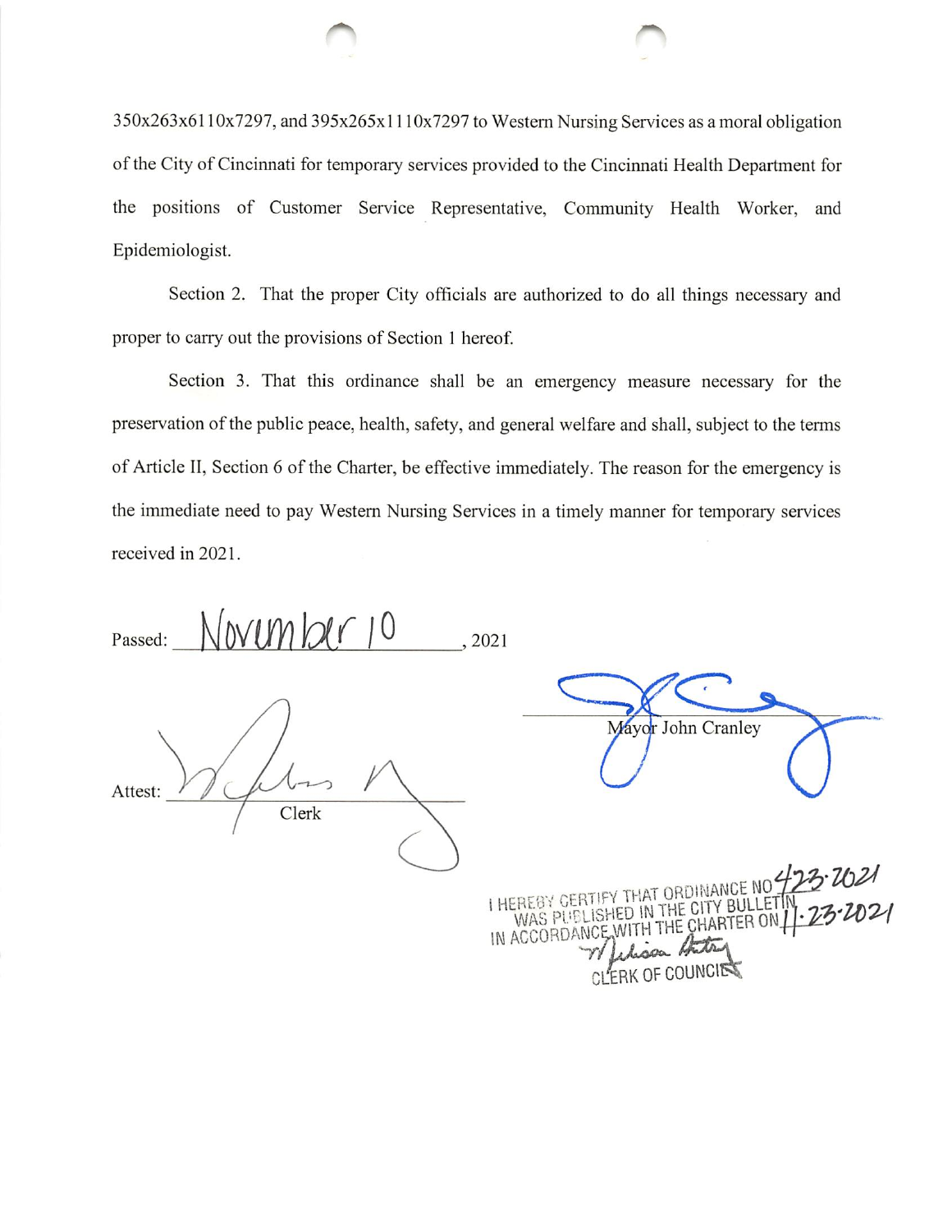350x263x6110x7297, and 395x265x1110x7297 to Western Nursing Services as a moral obligation of the City of Cincinnati for temporary services provided to the Cincinnati Health Department for the positions of Customer Service Representative, Community Health Worker, and Epidemiologist.

Section 2. That the proper City officials are authorized to do all things necessary and proper to carry out the provisions of Section 1 hereof.

Section 3. That this ordinance shall be an emergency measure necessary for the preservation of the public peace, health, safety, and general welfare and shall, subject to the terms of Article II, Section 6 of the Charter, be effective immediately. The reason for the emergency is the immediate need to pay Western Nursing Services in a timely manner for temporary services received in 2021.

Passed: November 10, 2021

Mayor John Cranley

Attest: Clerk

I HEREBY CERTIFY THAT ORDINANCE NO 423-2021 WAS PUBLISHED IN THE CITY BULLETIN IN ACCORDANCE WITH THE CHARTER ON 11-23-2021

CLERK OF COUNCIL